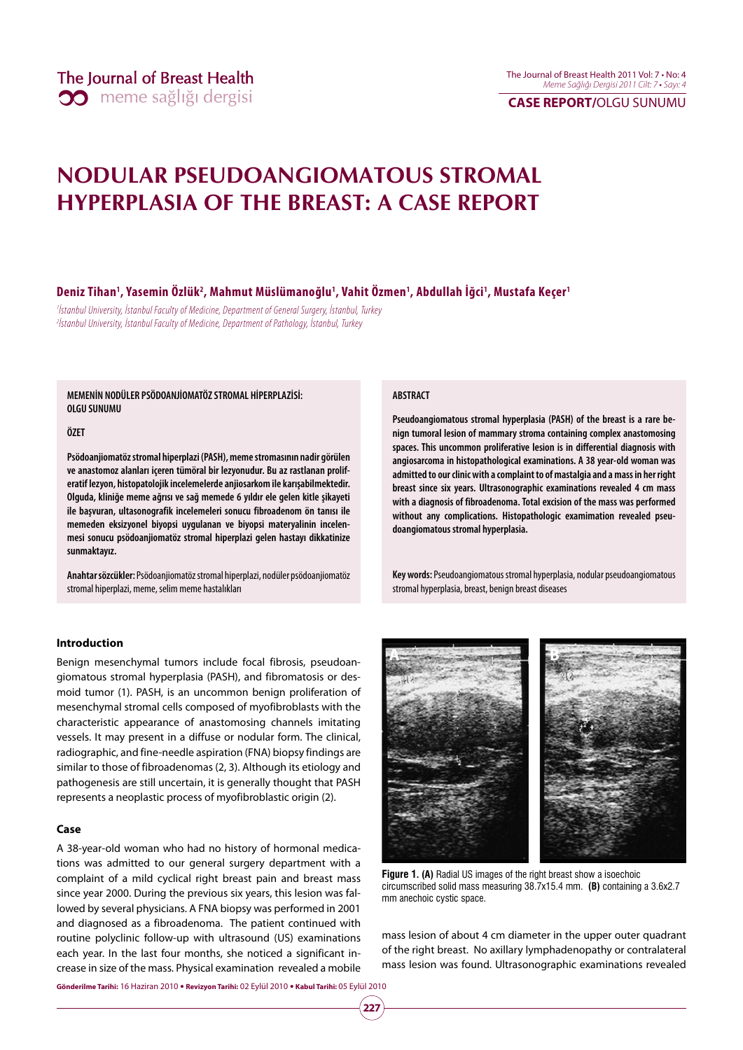# NODULAR PSEUDOANGIOMATOUS STROMAL HYPERPLASIA OF THE BREAST: A CASE REPORT

**Deniz Tihan[1], Yasemin Özlük[2], Mahmut Müslümanoğlu[1], Vahit Özmen[1], Abdullah İğci[1], Mustafa Keçer[1]**

*[1]İstanbul University, İstanbul Faculty of Medicine, Department of General Surgery, İstanbul, Turkey*
*[2]İstanbul University, İstanbul Faculty of Medicine, Department of Pathology, İstanbul, Turkey*

**MEMENİN NODÜLER PSÖDOANJİOMATÖZ STROMAL HİPERPLAZİSİ: OLGU SUNUMU**

**ÖZET**

**Psödoanjiomatöz stromal hiperplazi (PASH), meme stromasının nadir görülen ve anastomoz alanları içeren tümöral bir lezyonudur. Bu az rastlanan proliferatif lezyon, histopatolojik incelemelerde anjiosarkom ile karışabilmektedir. Olguda, kliniğe meme ağrısı ve sağ memede 6 yıldır ele gelen kitle şikayeti ile başvuran, ultasonografik incelemeleri sonucu fibroadenom ön tanısı ile memeden eksizyonel biyopsi uygulanan ve biyopsi materyalinin incelenmesi sonucu psödoanjiomatöz stromal hiperplazi gelen hastayı dikkatinize sunmaktayız.**

**Anahtar sözcükler:** Psödoanjiomatöz stromal hiperplazi, nodüler psödoanjiomatöz stromal hiperplazi, meme, selim meme hastalıkları

**ABSTRACT**

**Pseudoangiomatous stromal hyperplasia (PASH) of the breast is a rare benign tumoral lesion of mammary stroma containing complex anastomosing spaces. This uncommon proliferative lesion is in differential diagnosis with angiosarcoma in histopathological examinations. A 38 year-old woman was admitted to our clinic with a complaint to of mastalgia and a mass in her right breast since six years. Ultrasonographic examinations revealed 4 cm mass with a diagnosis of fibroadenoma. Total excision of the mass was performed without any complications. Histopathologic examination revealed pseudoangiomatous stromal hyperplasia.**

**Key words:** Pseudoangiomatous stromal hyperplasia, nodular pseudoangiomatous stromal hyperplasia, breast, benign breast diseases

## Introduction

Benign mesenchymal tumors include focal fibrosis, pseudoangiomatous stromal hyperplasia (PASH), and fibromatosis or desmoid tumor (1). PASH, is an uncommon benign proliferation of mesenchymal stromal cells composed of myofibroblasts with the characteristic appearance of anastomosing channels imitating vessels. It may present in a diffuse or nodular form. The clinical, radiographic, and fine-needle aspiration (FNA) biopsy findings are similar to those of fibroadenomas (2, 3). Although its etiology and pathogenesis are still uncertain, it is generally thought that PASH represents a neoplastic process of myofibroblastic origin (2).

## Case

A 38-year-old woman who had no history of hormonal medications was admitted to our general surgery department with a complaint of a mild cyclical right breast pain and breast mass since year 2000. During the previous six years, this lesion was fallowed by several physicians. A FNA biopsy was performed in 2001 and diagnosed as a fibroadenoma. The patient continued with routine polyclinic follow-up with ultrasound (US) examinations each year. In the last four months, she noticed a significant increase in size of the mass. Physical examination revealed a mobile mass lesion of about 4 cm diameter in the upper outer quadrant of the right breast. No axillary lymphadenopathy or contralateral mass lesion was found. Ultrasonographic examinations revealed

**Figure 1. (A)** Radial US images of the right breast show a isoechoic circumscribed solid mass measuring 38.7x15.4 mm. **(B)** containing a 3.6x2.7 mm anechoic cystic space.

Gönderilme Tarihi: 16 Haziran 2010 • Revizyon Tarihi: 02 Eylül 2010 • Kabul Tarihi: 05 Eylül 2010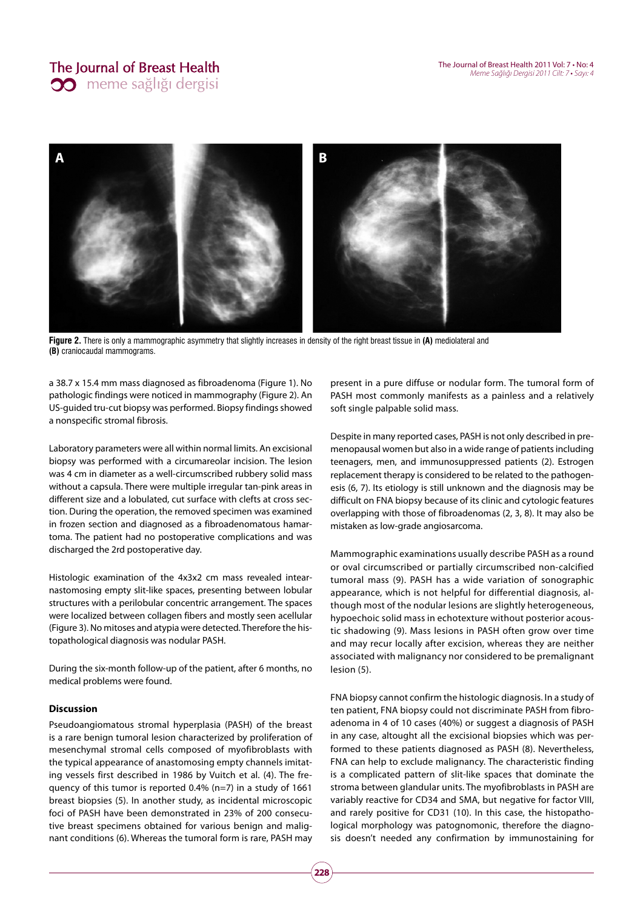Figure 2. There is only a mammographic asymmetry that slightly increases in density of the right breast tissue in (A) mediolateral and (B) craniocaudal mammograms.

a 38.7 x 15.4 mm mass diagnosed as fibroadenoma (Figure 1). No pathologic findings were noticed in mammography (Figure 2). An US-guided tru-cut biopsy was performed. Biopsy findings showed a nonspecific stromal fibrosis.

Laboratory parameters were all within normal limits. An excisional biopsy was performed with a circumareolar incision. The lesion was 4 cm in diameter as a well-circumscribed rubbery solid mass without a capsula. There were multiple irregular tan-pink areas in different size and a lobulated, cut surface with clefts at cross section. During the operation, the removed specimen was examined in frozen section and diagnosed as a fibroadenomatous hamartoma. The patient had no postoperative complications and was discharged the 2rd postoperative day.

Histologic examination of the 4x3x2 cm mass revealed intearnastomosing empty slit-like spaces, presenting between lobular structures with a perilobular concentric arrangement. The spaces were localized between collagen fibers and mostly seen acellular (Figure 3). No mitoses and atypia were detected. Therefore the histopathological diagnosis was nodular PASH.

During the six-month follow-up of the patient, after 6 months, no medical problems were found.

### Discussion

Pseudoangiomatous stromal hyperplasia (PASH) of the breast is a rare benign tumoral lesion characterized by proliferation of mesenchymal stromal cells composed of myofibroblasts with the typical appearance of anastomosing empty channels imitating vessels first described in 1986 by Vuitch et al. (4). The frequency of this tumor is reported 0.4% (n=7) in a study of 1661 breast biopsies (5). In another study, as incidental microscopic foci of PASH have been demonstrated in 23% of 200 consecutive breast specimens obtained for various benign and malignant conditions (6). Whereas the tumoral form is rare, PASH may present in a pure diffuse or nodular form. The tumoral form of PASH most commonly manifests as a painless and a relatively soft single palpable solid mass.

Despite in many reported cases, PASH is not only described in premenopausal women but also in a wide range of patients including teenagers, men, and immunosuppressed patients (2). Estrogen replacement therapy is considered to be related to the pathogenesis (6, 7). Its etiology is still unknown and the diagnosis may be difficult on FNA biopsy because of its clinic and cytologic features overlapping with those of fibroadenomas (2, 3, 8). It may also be mistaken as low-grade angiosarcoma.

Mammographic examinations usually describe PASH as a round or oval circumscribed or partially circumscribed non-calcified tumoral mass (9). PASH has a wide variation of sonographic appearance, which is not helpful for differential diagnosis, although most of the nodular lesions are slightly heterogeneous, hypoechoic solid mass in echotexture without posterior acoustic shadowing (9). Mass lesions in PASH often grow over time and may recur locally after excision, whereas they are neither associated with malignancy nor considered to be premalignant lesion (5).

FNA biopsy cannot confirm the histologic diagnosis. In a study of ten patient, FNA biopsy could not discriminate PASH from fibroadenoma in 4 of 10 cases (40%) or suggest a diagnosis of PASH in any case, altought all the excisional biopsies which was performed to these patients diagnosed as PASH (8). Nevertheless, FNA can help to exclude malignancy. The characteristic finding is a complicated pattern of slit-like spaces that dominate the stroma between glandular units. The myofibroblasts in PASH are variably reactive for CD34 and SMA, but negative for factor VIII, and rarely positive for CD31 (10). In this case, the histopathological morphology was patognomonic, therefore the diagnosis doesn't needed any confirmation by immunostaining for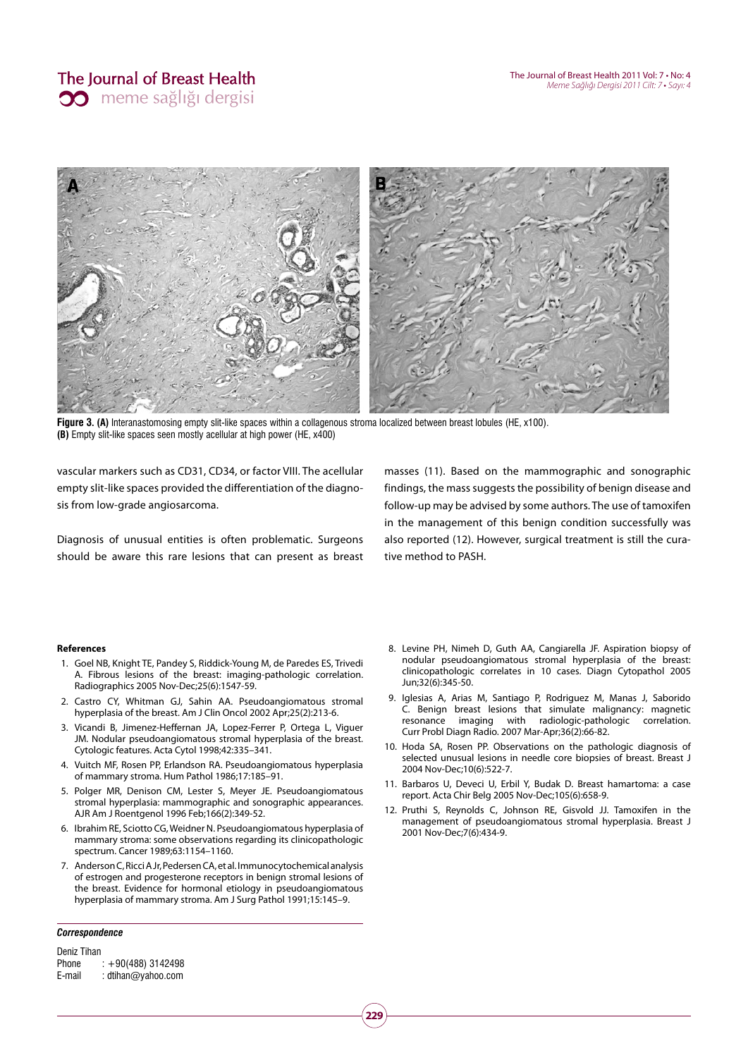**Figure 3. (A)** Interanastomosing empty slit-like spaces within a collagenous stroma localized between breast lobules (HE, x100).
**(B)** Empty slit-like spaces seen mostly acellular at high power (HE, x400)

vascular markers such as CD31, CD34, or factor VIII. The acellular empty slit-like spaces provided the differentiation of the diagnosis from low-grade angiosarcoma.

Diagnosis of unusual entities is often problematic. Surgeons should be aware this rare lesions that can present as breast masses (11). Based on the mammographic and sonographic findings, the mass suggests the possibility of benign disease and follow-up may be advised by some authors. The use of tamoxifen in the management of this benign condition successfully was also reported (12). However, surgical treatment is still the curative method to PASH.

#### References

1. Goel NB, Knight TE, Pandey S, Riddick-Young M, de Paredes ES, Trivedi A. Fibrous lesions of the breast: imaging-pathologic correlation. Radiographics 2005 Nov-Dec;25(6):1547-59.
2. Castro CY, Whitman GJ, Sahin AA. Pseudoangiomatous stromal hyperplasia of the breast. Am J Clin Oncol 2002 Apr;25(2):213-6.
3. Vicandi B, Jimenez-Heffernan JA, Lopez-Ferrer P, Ortega L, Viguer JM. Nodular pseudoangiomatous stromal hyperplasia of the breast. Cytologic features. Acta Cytol 1998;42:335–341.
4. Vuitch MF, Rosen PP, Erlandson RA. Pseudoangiomatous hyperplasia of mammary stroma. Hum Pathol 1986;17:185–91.
5. Polger MR, Denison CM, Lester S, Meyer JE. Pseudoangiomatous stromal hyperplasia: mammographic and sonographic appearances. AJR Am J Roentgenol 1996 Feb;166(2):349-52.
6. Ibrahim RE, Sciotto CG, Weidner N. Pseudoangiomatous hyperplasia of mammary stroma: some observations regarding its clinicopathologic spectrum. Cancer 1989;63:1154–1160.
7. Anderson C, Ricci A Jr, Pedersen CA, et al. Immunocytochemical analysis of estrogen and progesterone receptors in benign stromal lesions of the breast. Evidence for hormonal etiology in pseudoangiomatous hyperplasia of mammary stroma. Am J Surg Pathol 1991;15:145–9.
8. Levine PH, Nimeh D, Guth AA, Cangiarella JF. Aspiration biopsy of nodular pseudoangiomatous stromal hyperplasia of the breast: clinicopathologic correlates in 10 cases. Diagn Cytopathol 2005 Jun;32(6):345-50.
9. Iglesias A, Arias M, Santiago P, Rodriguez M, Manas J, Saborido C. Benign breast lesions that simulate malignancy: magnetic resonance imaging with radiologic-pathologic correlation. Curr Probl Diagn Radio. 2007 Mar-Apr;36(2):66-82.
10. Hoda SA, Rosen PP. Observations on the pathologic diagnosis of selected unusual lesions in needle core biopsies of breast. Breast J 2004 Nov-Dec;10(6):522-7.
11. Barbaros U, Deveci U, Erbil Y, Budak D. Breast hamartoma: a case report. Acta Chir Belg 2005 Nov-Dec;105(6):658-9.
12. Pruthi S, Reynolds C, Johnson RE, Gisvold JJ. Tamoxifen in the management of pseudoangiomatous stromal hyperplasia. Breast J 2001 Nov-Dec;7(6):434-9.

***Correspondence***

Deniz Tihan
Phone : +90(488) 3142498
E-mail : dtihan@yahoo.com